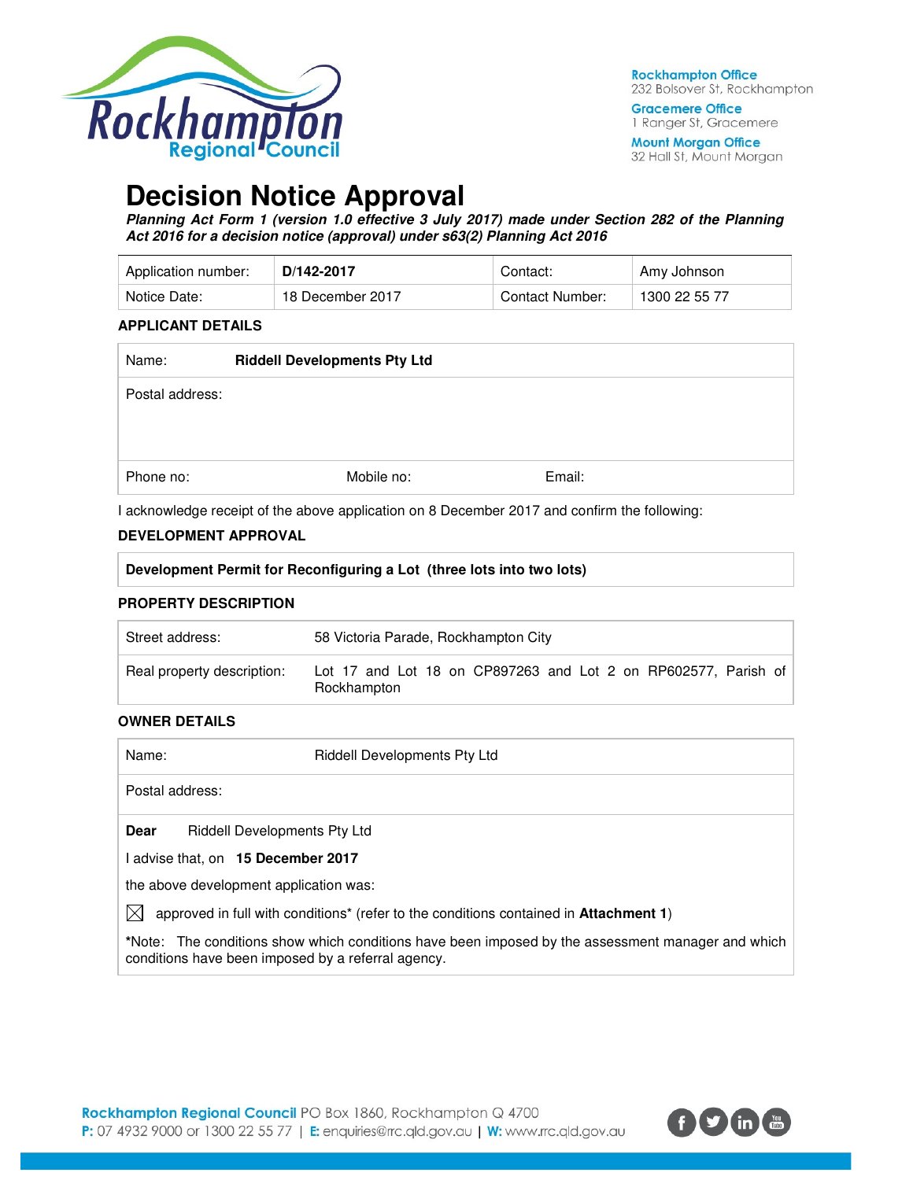Rockhampton Regional Council

**Rockhampton Office**
232 Bolsover St, Rockhampton

**Gracemere Office**
1 Ranger St, Gracemere

**Mount Morgan Office**
32 Hall St, Mount Morgan

# Decision Notice Approval

***Planning Act Form 1 (version 1.0 effective 3 July 2017) made under Section 282 of the Planning Act 2016 for a decision notice (approval) under s63(2) Planning Act 2016***

| Application number: | **D/142-2017** | Contact: | Amy Johnson |
|---|---|---|---|
| Notice Date: | 18 December 2017 | Contact Number: | 1300 22 55 77 |

### APPLICANT DETAILS

| Name: | **Riddell Developments Pty Ltd** | |
|---|---|---|
| Postal address: | | |
| Phone no: | Mobile no: | Email: |

I acknowledge receipt of the above application on 8 December 2017 and confirm the following:

### DEVELOPMENT APPROVAL

**Development Permit for Reconfiguring a Lot (three lots into two lots)**

### PROPERTY DESCRIPTION

| Street address: | 58 Victoria Parade, Rockhampton City |
|---|---|
| Real property description: | Lot 17 and Lot 18 on CP897263 and Lot 2 on RP602577, Parish of Rockhampton |

### OWNER DETAILS

| Name: | Riddell Developments Pty Ltd |
|---|---|
| Postal address: | |

**Dear** Riddell Developments Pty Ltd

I advise that, on **15 December 2017**

the above development application was:

☒ approved in full with conditions* (refer to the conditions contained in **Attachment 1**)

***Note:** The conditions show which conditions have been imposed by the assessment manager and which conditions have been imposed by a referral agency.

**Rockhampton Regional Council** PO Box 1860, Rockhampton Q 4700
**P:** 07 4932 9000 or 1300 22 55 77 | **E:** enquiries@rrc.qld.gov.au | **W:** www.rrc.qld.gov.au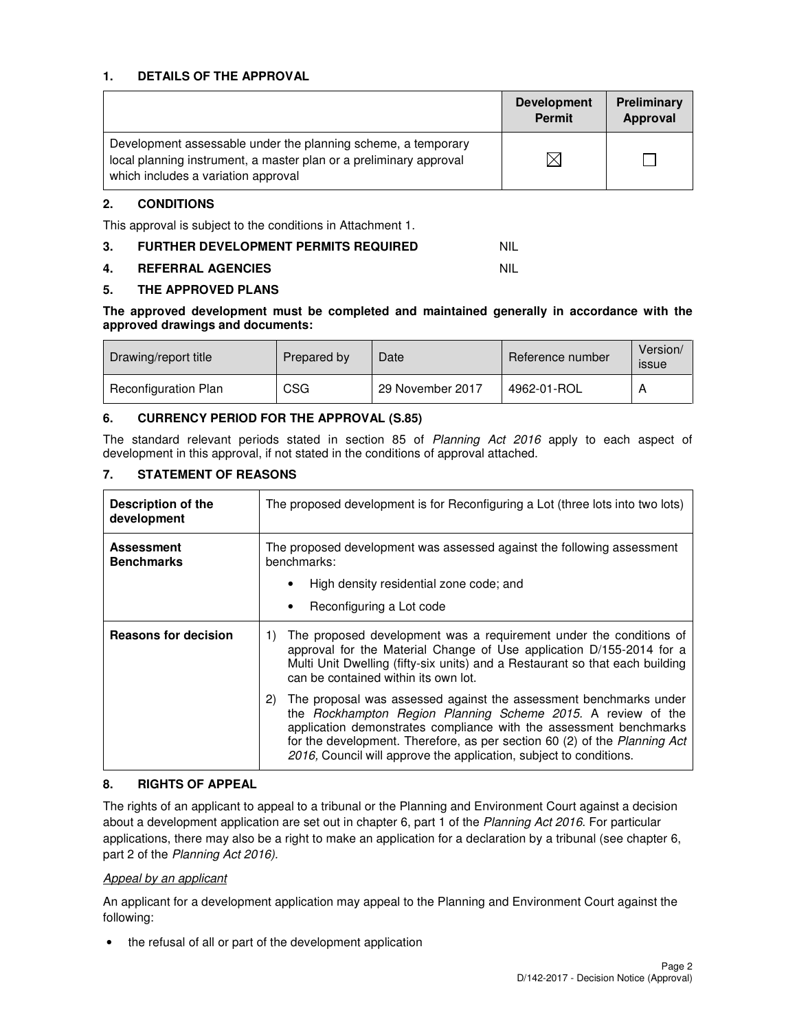## 1. DETAILS OF THE APPROVAL

| | Development Permit | Preliminary Approval |
|---|---|---|
| Development assessable under the planning scheme, a temporary local planning instrument, a master plan or a preliminary approval which includes a variation approval | ☒ | ☐ |

## 2. CONDITIONS

This approval is subject to the conditions in Attachment 1.

## 3. FURTHER DEVELOPMENT PERMITS REQUIRED — NIL

## 4. REFERRAL AGENCIES — NIL

## 5. THE APPROVED PLANS

**The approved development must be completed and maintained generally in accordance with the approved drawings and documents:**

| Drawing/report title | Prepared by | Date | Reference number | Version/ issue |
|---|---|---|---|---|
| Reconfiguration Plan | CSG | 29 November 2017 | 4962-01-ROL | A |

## 6. CURRENCY PERIOD FOR THE APPROVAL (S.85)

The standard relevant periods stated in section 85 of *Planning Act 2016* apply to each aspect of development in this approval, if not stated in the conditions of approval attached.

## 7. STATEMENT OF REASONS

| | |
|---|---|
| **Description of the development** | The proposed development is for Reconfiguring a Lot (three lots into two lots) |
| **Assessment Benchmarks** | The proposed development was assessed against the following assessment benchmarks:<br>• High density residential zone code; and<br>• Reconfiguring a Lot code |
| **Reasons for decision** | 1) The proposed development was a requirement under the conditions of approval for the Material Change of Use application D/155-2014 for a Multi Unit Dwelling (fifty-six units) and a Restaurant so that each building can be contained within its own lot.<br>2) The proposal was assessed against the assessment benchmarks under the *Rockhampton Region Planning Scheme 2015.* A review of the application demonstrates compliance with the assessment benchmarks for the development. Therefore, as per section 60 (2) of the *Planning Act 2016,* Council will approve the application, subject to conditions. |

## 8. RIGHTS OF APPEAL

The rights of an applicant to appeal to a tribunal or the Planning and Environment Court against a decision about a development application are set out in chapter 6, part 1 of the *Planning Act 2016*. For particular applications, there may also be a right to make an application for a declaration by a tribunal (see chapter 6, part 2 of the *Planning Act 2016).*

*Appeal by an applicant*

An applicant for a development application may appeal to the Planning and Environment Court against the following:

- the refusal of all or part of the development application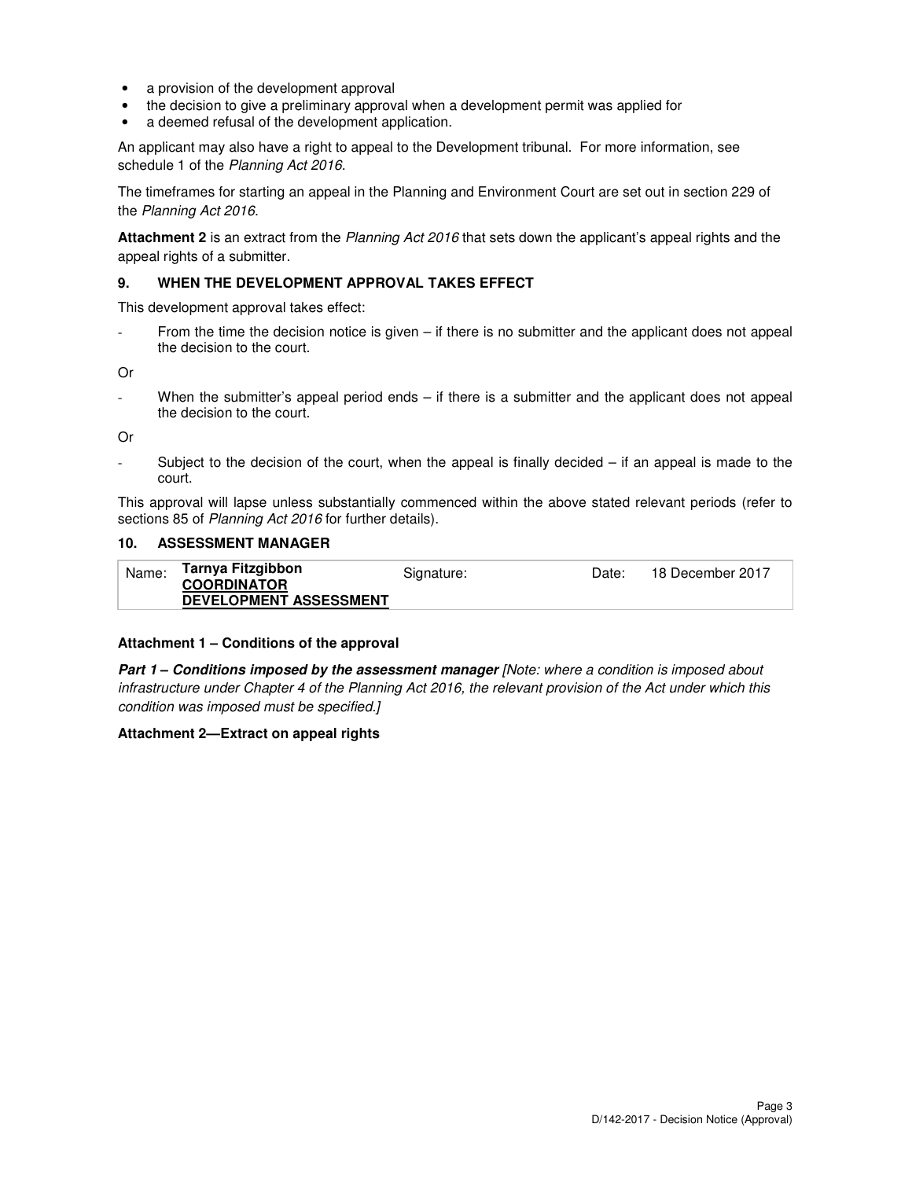- a provision of the development approval
- the decision to give a preliminary approval when a development permit was applied for
- a deemed refusal of the development application.

An applicant may also have a right to appeal to the Development tribunal. For more information, see schedule 1 of the *Planning Act 2016*.

The timeframes for starting an appeal in the Planning and Environment Court are set out in section 229 of the *Planning Act 2016*.

**Attachment 2** is an extract from the *Planning Act 2016* that sets down the applicant's appeal rights and the appeal rights of a submitter.

### 9. WHEN THE DEVELOPMENT APPROVAL TAKES EFFECT

This development approval takes effect:

- From the time the decision notice is given – if there is no submitter and the applicant does not appeal the decision to the court.

Or

- When the submitter's appeal period ends – if there is a submitter and the applicant does not appeal the decision to the court.

Or

- Subject to the decision of the court, when the appeal is finally decided – if an appeal is made to the court.

This approval will lapse unless substantially commenced within the above stated relevant periods (refer to sections 85 of *Planning Act 2016* for further details).

### 10. ASSESSMENT MANAGER

| Name: | **Tarnya Fitzgibbon** **COORDINATOR DEVELOPMENT ASSESSMENT** | Signature: | Date: | 18 December 2017 |
|---|---|---|---|---|

**Attachment 1 – Conditions of the approval**

***Part 1 – Conditions imposed by the assessment manager*** *[Note: where a condition is imposed about infrastructure under Chapter 4 of the Planning Act 2016, the relevant provision of the Act under which this condition was imposed must be specified.]*

**Attachment 2—Extract on appeal rights**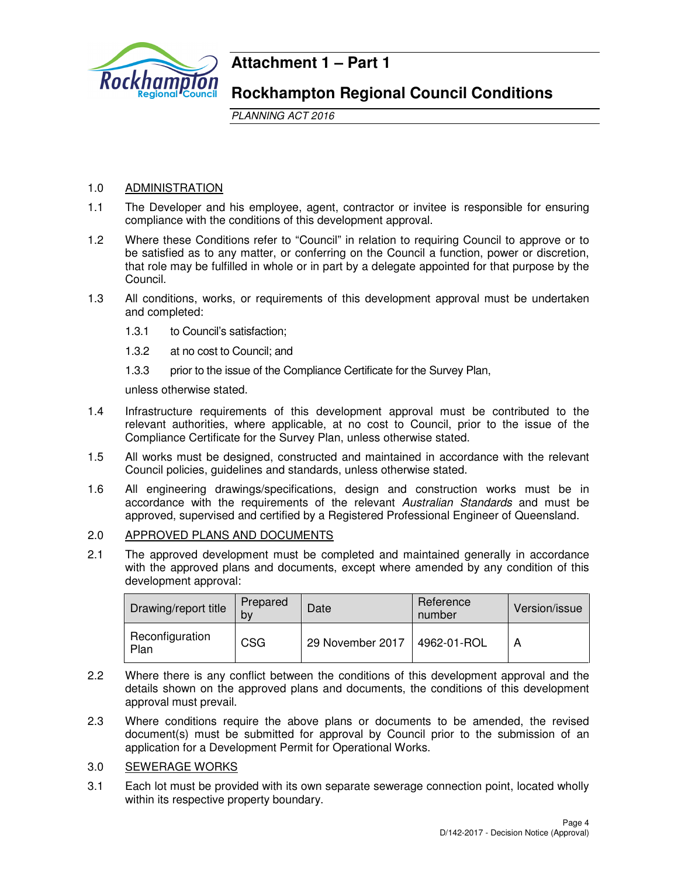# Attachment 1 – Part 1

## Rockhampton Regional Council Conditions

*PLANNING ACT 2016*

1.0 ADMINISTRATION

1.1 The Developer and his employee, agent, contractor or invitee is responsible for ensuring compliance with the conditions of this development approval.

1.2 Where these Conditions refer to "Council" in relation to requiring Council to approve or to be satisfied as to any matter, or conferring on the Council a function, power or discretion, that role may be fulfilled in whole or in part by a delegate appointed for that purpose by the Council.

1.3 All conditions, works, or requirements of this development approval must be undertaken and completed:

1.3.1 to Council's satisfaction;

1.3.2 at no cost to Council; and

1.3.3 prior to the issue of the Compliance Certificate for the Survey Plan,

unless otherwise stated.

1.4 Infrastructure requirements of this development approval must be contributed to the relevant authorities, where applicable, at no cost to Council, prior to the issue of the Compliance Certificate for the Survey Plan, unless otherwise stated.

1.5 All works must be designed, constructed and maintained in accordance with the relevant Council policies, guidelines and standards, unless otherwise stated.

1.6 All engineering drawings/specifications, design and construction works must be in accordance with the requirements of the relevant *Australian Standards* and must be approved, supervised and certified by a Registered Professional Engineer of Queensland.

2.0 APPROVED PLANS AND DOCUMENTS

2.1 The approved development must be completed and maintained generally in accordance with the approved plans and documents, except where amended by any condition of this development approval:

| Drawing/report title | Prepared by | Date | Reference number | Version/issue |
|---|---|---|---|---|
| Reconfiguration Plan | CSG | 29 November 2017 | 4962-01-ROL | A |

2.2 Where there is any conflict between the conditions of this development approval and the details shown on the approved plans and documents, the conditions of this development approval must prevail.

2.3 Where conditions require the above plans or documents to be amended, the revised document(s) must be submitted for approval by Council prior to the submission of an application for a Development Permit for Operational Works.

3.0 SEWERAGE WORKS

3.1 Each lot must be provided with its own separate sewerage connection point, located wholly within its respective property boundary.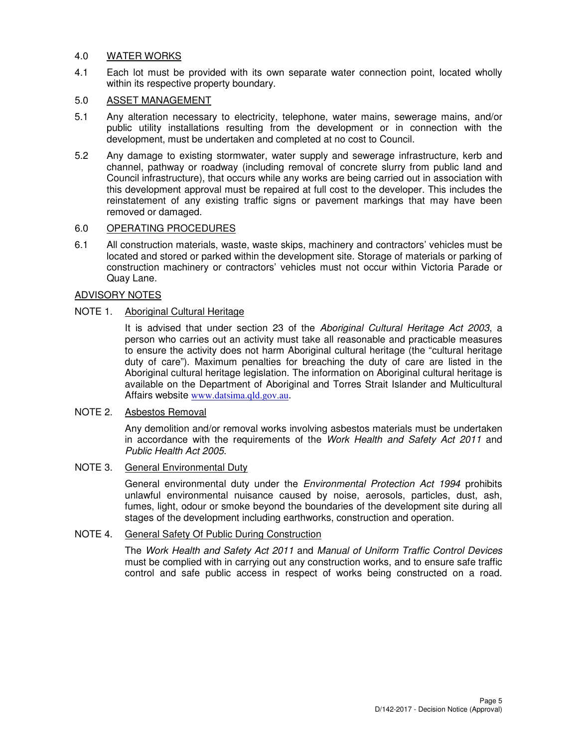## 4.0 WATER WORKS

4.1 Each lot must be provided with its own separate water connection point, located wholly within its respective property boundary.

## 5.0 ASSET MANAGEMENT

5.1 Any alteration necessary to electricity, telephone, water mains, sewerage mains, and/or public utility installations resulting from the development or in connection with the development, must be undertaken and completed at no cost to Council.

5.2 Any damage to existing stormwater, water supply and sewerage infrastructure, kerb and channel, pathway or roadway (including removal of concrete slurry from public land and Council infrastructure), that occurs while any works are being carried out in association with this development approval must be repaired at full cost to the developer. This includes the reinstatement of any existing traffic signs or pavement markings that may have been removed or damaged.

## 6.0 OPERATING PROCEDURES

6.1 All construction materials, waste, waste skips, machinery and contractors' vehicles must be located and stored or parked within the development site. Storage of materials or parking of construction machinery or contractors' vehicles must not occur within Victoria Parade or Quay Lane.

## ADVISORY NOTES

### NOTE 1. Aboriginal Cultural Heritage

It is advised that under section 23 of the *Aboriginal Cultural Heritage Act 2003*, a person who carries out an activity must take all reasonable and practicable measures to ensure the activity does not harm Aboriginal cultural heritage (the "cultural heritage duty of care"). Maximum penalties for breaching the duty of care are listed in the Aboriginal cultural heritage legislation. The information on Aboriginal cultural heritage is available on the Department of Aboriginal and Torres Strait Islander and Multicultural Affairs website www.datsima.qld.gov.au.

### NOTE 2. Asbestos Removal

Any demolition and/or removal works involving asbestos materials must be undertaken in accordance with the requirements of the *Work Health and Safety Act 2011* and *Public Health Act 2005*.

### NOTE 3. General Environmental Duty

General environmental duty under the *Environmental Protection Act 1994* prohibits unlawful environmental nuisance caused by noise, aerosols, particles, dust, ash, fumes, light, odour or smoke beyond the boundaries of the development site during all stages of the development including earthworks, construction and operation.

### NOTE 4. General Safety Of Public During Construction

The *Work Health and Safety Act 2011* and *Manual of Uniform Traffic Control Devices* must be complied with in carrying out any construction works, and to ensure safe traffic control and safe public access in respect of works being constructed on a road.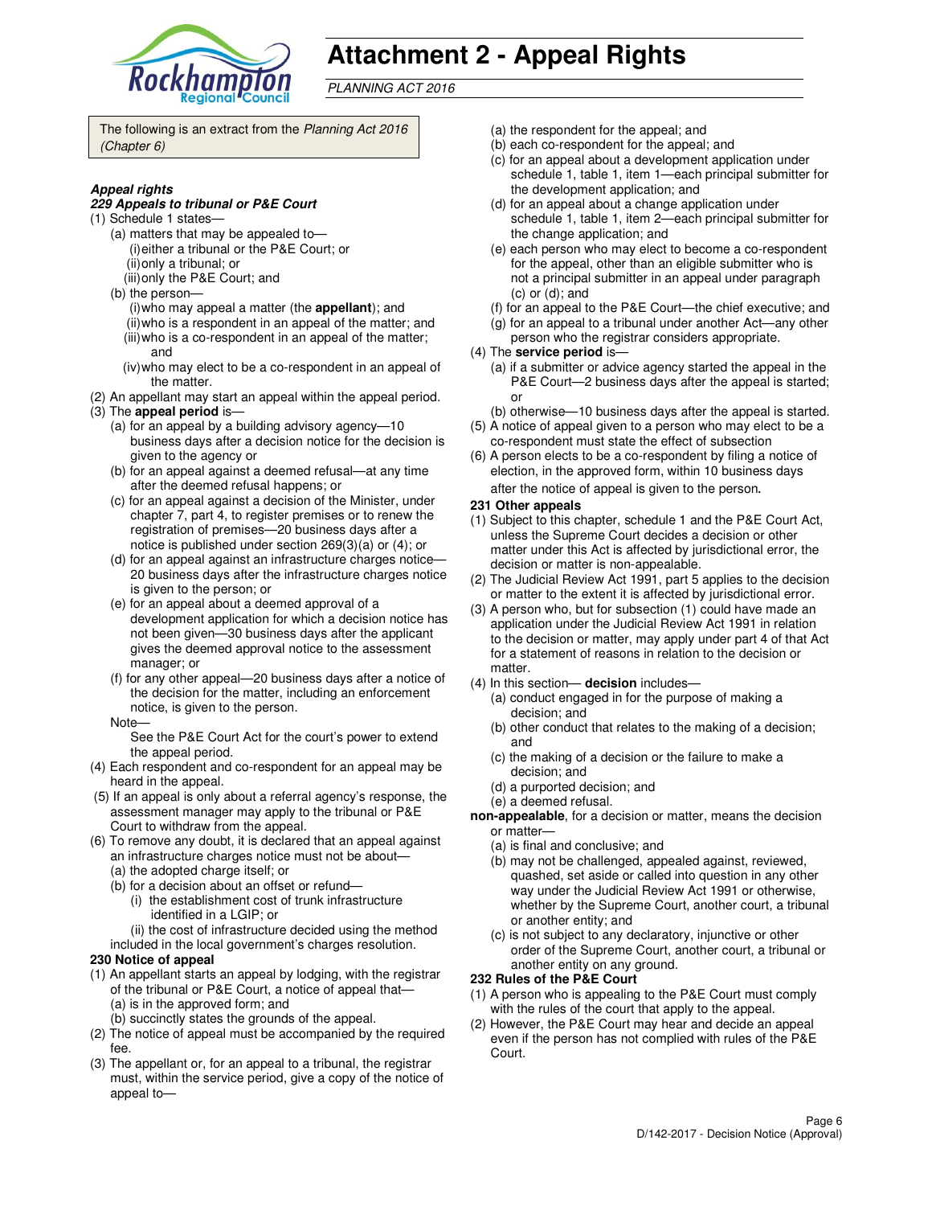# Attachment 2 - Appeal Rights

*PLANNING ACT 2016*

The following is an extract from the *Planning Act 2016 (Chapter 6)*

***Appeal rights***

***229 Appeals to tribunal or P&E Court***

(1) Schedule 1 states—

(a) matters that may be appealed to—

(i) either a tribunal or the P&E Court; or

(ii) only a tribunal; or

(iii) only the P&E Court; and

(b) the person—

(i) who may appeal a matter (the **appellant**); and

(ii) who is a respondent in an appeal of the matter; and

(iii) who is a co-respondent in an appeal of the matter; and

(iv) who may elect to be a co-respondent in an appeal of the matter.

(2) An appellant may start an appeal within the appeal period.

(3) The **appeal period** is—

(a) for an appeal by a building advisory agency—10 business days after a decision notice for the decision is given to the agency or

(b) for an appeal against a deemed refusal—at any time after the deemed refusal happens; or

(c) for an appeal against a decision of the Minister, under chapter 7, part 4, to register premises or to renew the registration of premises—20 business days after a notice is published under section 269(3)(a) or (4); or

(d) for an appeal against an infrastructure charges notice—20 business days after the infrastructure charges notice is given to the person; or

(e) for an appeal about a deemed approval of a development application for which a decision notice has not been given—30 business days after the applicant gives the deemed approval notice to the assessment manager; or

(f) for any other appeal—20 business days after a notice of the decision for the matter, including an enforcement notice, is given to the person.

Note—

See the P&E Court Act for the court's power to extend the appeal period.

(4) Each respondent and co-respondent for an appeal may be heard in the appeal.

(5) If an appeal is only about a referral agency's response, the assessment manager may apply to the tribunal or P&E Court to withdraw from the appeal.

(6) To remove any doubt, it is declared that an appeal against an infrastructure charges notice must not be about—

(a) the adopted charge itself; or

(b) for a decision about an offset or refund—

(i) the establishment cost of trunk infrastructure identified in a LGIP; or

(ii) the cost of infrastructure decided using the method included in the local government's charges resolution.

**230 Notice of appeal**

(1) An appellant starts an appeal by lodging, with the registrar of the tribunal or P&E Court, a notice of appeal that—

(a) is in the approved form; and

(b) succinctly states the grounds of the appeal.

(2) The notice of appeal must be accompanied by the required fee.

(3) The appellant or, for an appeal to a tribunal, the registrar must, within the service period, give a copy of the notice of appeal to—

(a) the respondent for the appeal; and

(b) each co-respondent for the appeal; and

(c) for an appeal about a development application under schedule 1, table 1, item 1—each principal submitter for the development application; and

(d) for an appeal about a change application under schedule 1, table 1, item 2—each principal submitter for the change application; and

(e) each person who may elect to become a co-respondent for the appeal, other than an eligible submitter who is not a principal submitter in an appeal under paragraph (c) or (d); and

(f) for an appeal to the P&E Court—the chief executive; and

(g) for an appeal to a tribunal under another Act—any other person who the registrar considers appropriate.

(4) The **service period** is—

(a) if a submitter or advice agency started the appeal in the P&E Court—2 business days after the appeal is started; or

(b) otherwise—10 business days after the appeal is started.

(5) A notice of appeal given to a person who may elect to be a co-respondent must state the effect of subsection

(6) A person elects to be a co-respondent by filing a notice of election, in the approved form, within 10 business days after the notice of appeal is given to the person.

**231 Other appeals**

(1) Subject to this chapter, schedule 1 and the P&E Court Act, unless the Supreme Court decides a decision or other matter under this Act is affected by jurisdictional error, the decision or matter is non-appealable.

(2) The Judicial Review Act 1991, part 5 applies to the decision or matter to the extent it is affected by jurisdictional error.

(3) A person who, but for subsection (1) could have made an application under the Judicial Review Act 1991 in relation to the decision or matter, may apply under part 4 of that Act for a statement of reasons in relation to the decision or matter.

(4) In this section— **decision** includes—

(a) conduct engaged in for the purpose of making a decision; and

(b) other conduct that relates to the making of a decision; and

(c) the making of a decision or the failure to make a decision; and

(d) a purported decision; and

(e) a deemed refusal.

**non-appealable**, for a decision or matter, means the decision or matter—

(a) is final and conclusive; and

(b) may not be challenged, appealed against, reviewed, quashed, set aside or called into question in any other way under the Judicial Review Act 1991 or otherwise, whether by the Supreme Court, another court, a tribunal or another entity; and

(c) is not subject to any declaratory, injunctive or other order of the Supreme Court, another court, a tribunal or another entity on any ground.

**232 Rules of the P&E Court**

(1) A person who is appealing to the P&E Court must comply with the rules of the court that apply to the appeal.

(2) However, the P&E Court may hear and decide an appeal even if the person has not complied with rules of the P&E Court.

D/142-2017 - Decision Notice (Approval)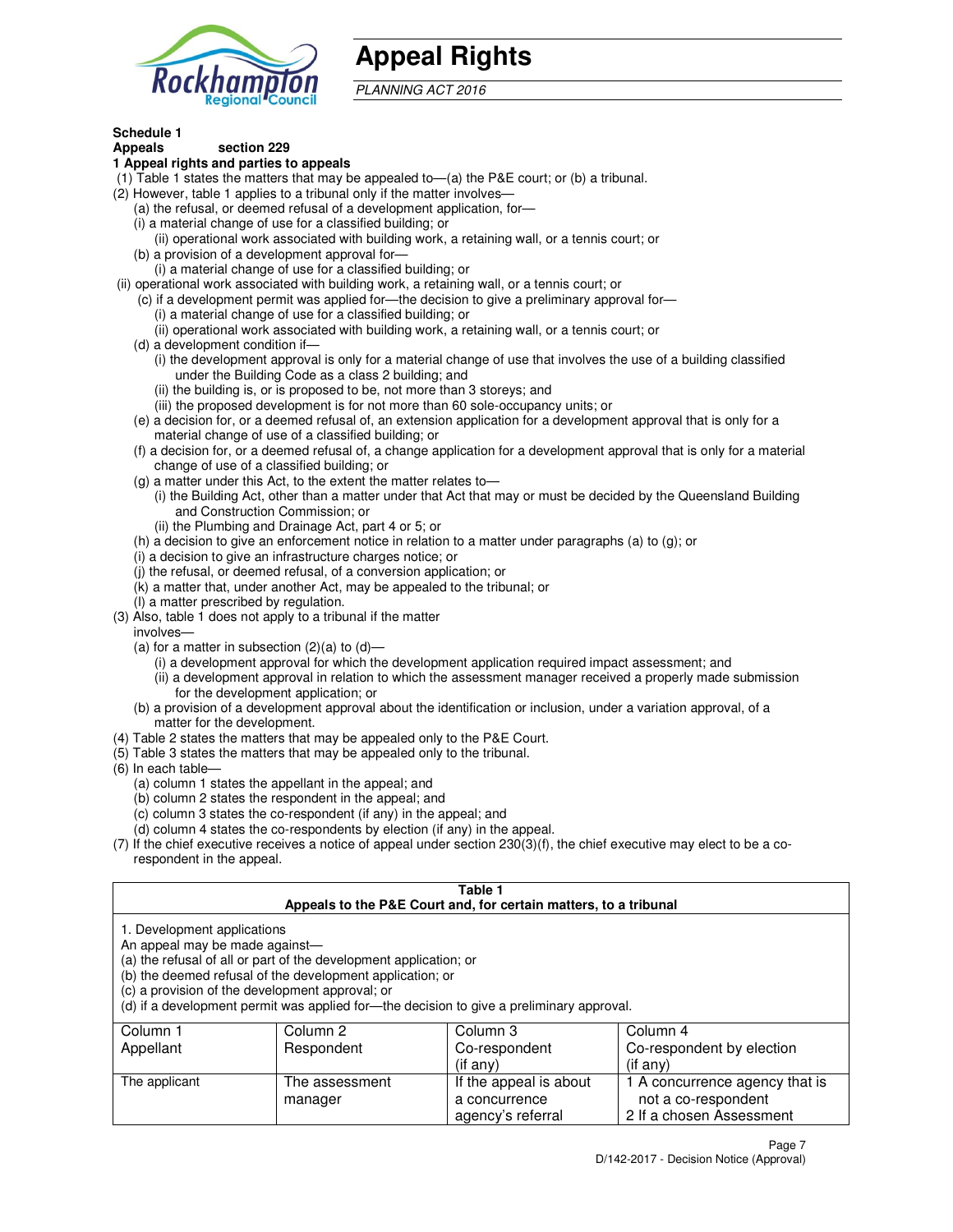# Appeal Rights

*PLANNING ACT 2016*

**Schedule 1**

**Appeals section 229**

**1 Appeal rights and parties to appeals**

(1) Table 1 states the matters that may be appealed to—(a) the P&E court; or (b) a tribunal.

(2) However, table 1 applies to a tribunal only if the matter involves—

(a) the refusal, or deemed refusal of a development application, for—

(i) a material change of use for a classified building; or

(ii) operational work associated with building work, a retaining wall, or a tennis court; or

(b) a provision of a development approval for—

(i) a material change of use for a classified building; or

(ii) operational work associated with building work, a retaining wall, or a tennis court; or

(c) if a development permit was applied for—the decision to give a preliminary approval for—

(i) a material change of use for a classified building; or

(ii) operational work associated with building work, a retaining wall, or a tennis court; or

(d) a development condition if—

(i) the development approval is only for a material change of use that involves the use of a building classified under the Building Code as a class 2 building; and

(ii) the building is, or is proposed to be, not more than 3 storeys; and

(iii) the proposed development is for not more than 60 sole-occupancy units; or

(e) a decision for, or a deemed refusal of, an extension application for a development approval that is only for a material change of use of a classified building; or

(f) a decision for, or a deemed refusal of, a change application for a development approval that is only for a material change of use of a classified building; or

(g) a matter under this Act, to the extent the matter relates to—

(i) the Building Act, other than a matter under that Act that may or must be decided by the Queensland Building and Construction Commission; or

(ii) the Plumbing and Drainage Act, part 4 or 5; or

(h) a decision to give an enforcement notice in relation to a matter under paragraphs (a) to (g); or

(i) a decision to give an infrastructure charges notice; or

(j) the refusal, or deemed refusal, of a conversion application; or

(k) a matter that, under another Act, may be appealed to the tribunal; or

(l) a matter prescribed by regulation.

(3) Also, table 1 does not apply to a tribunal if the matter involves—

(a) for a matter in subsection (2)(a) to (d)—

(i) a development approval for which the development application required impact assessment; and

(ii) a development approval in relation to which the assessment manager received a properly made submission for the development application; or

(b) a provision of a development approval about the identification or inclusion, under a variation approval, of a matter for the development.

(4) Table 2 states the matters that may be appealed only to the P&E Court.

(5) Table 3 states the matters that may be appealed only to the tribunal.

(6) In each table—

(a) column 1 states the appellant in the appeal; and

(b) column 2 states the respondent in the appeal; and

(c) column 3 states the co-respondent (if any) in the appeal; and

(d) column 4 states the co-respondents by election (if any) in the appeal.

(7) If the chief executive receives a notice of appeal under section 230(3)(f), the chief executive may elect to be a co-respondent in the appeal.

**Table 1**
**Appeals to the P&E Court and, for certain matters, to a tribunal**

1. Development applications

An appeal may be made against—

(a) the refusal of all or part of the development application; or

(b) the deemed refusal of the development application; or

(c) a provision of the development approval; or

(d) if a development permit was applied for—the decision to give a preliminary approval.

| Column 1 Appellant | Column 2 Respondent | Column 3 Co-respondent (if any) | Column 4 Co-respondent by election (if any) |
|---|---|---|---|
| The applicant | The assessment manager | If the appeal is about a concurrence agency's referral | 1 A concurrence agency that is not a co-respondent 2 If a chosen Assessment |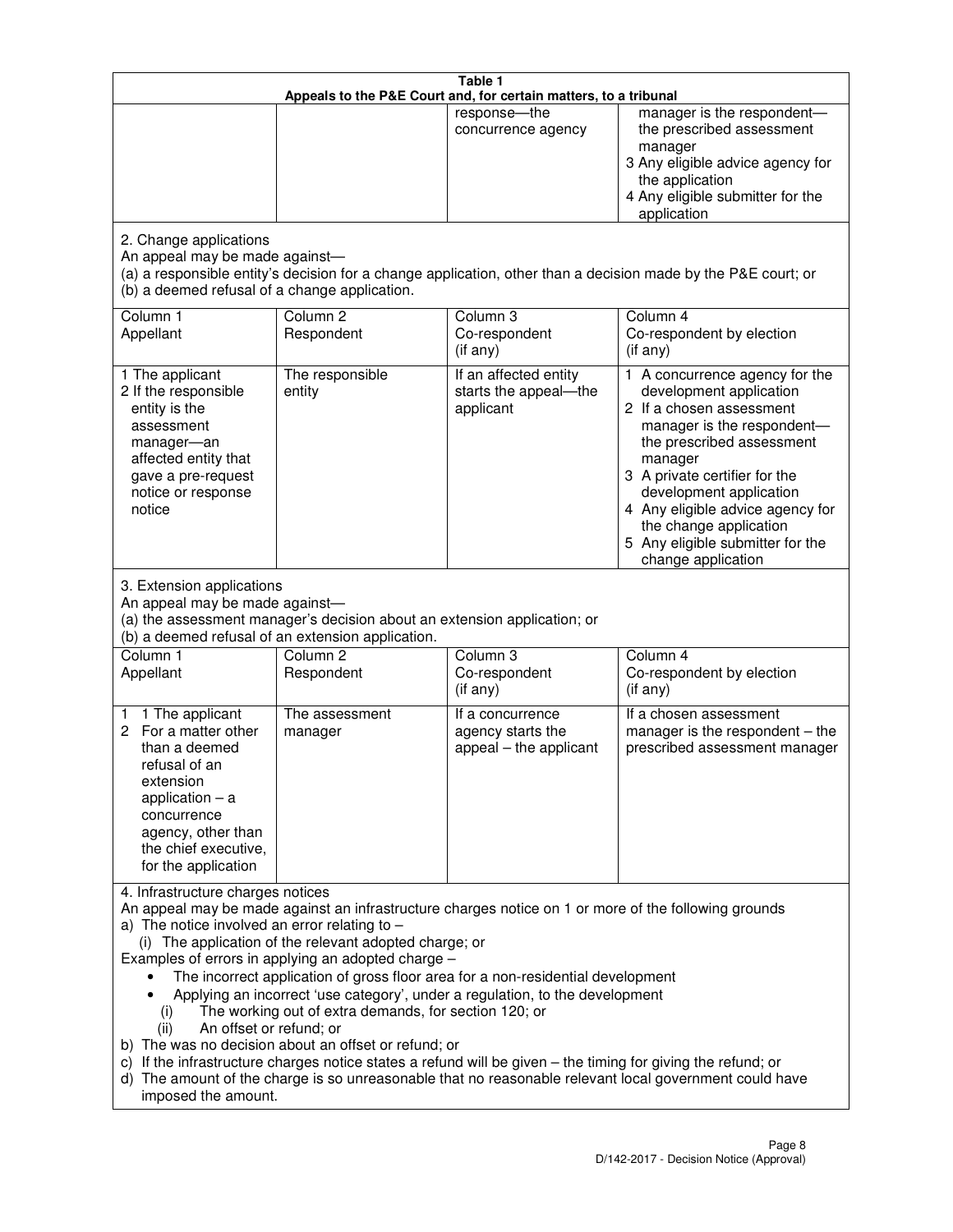**Table 1**
**Appeals to the P&E Court and, for certain matters, to a tribunal**

| | | | |
|---|---|---|---|
| | | response—the concurrence agency | manager is the respondent—the prescribed assessment manager<br>3 Any eligible advice agency for the application<br>4 Any eligible submitter for the application |

2. Change applications
An appeal may be made against—
(a) a responsible entity's decision for a change application, other than a decision made by the P&E court; or
(b) a deemed refusal of a change application.

| Column 1<br>Appellant | Column 2<br>Respondent | Column 3<br>Co-respondent<br>(if any) | Column 4<br>Co-respondent by election<br>(if any) |
|---|---|---|---|
| 1 The applicant<br>2 If the responsible entity is the assessment manager—an affected entity that gave a pre-request notice or response notice | The responsible entity | If an affected entity starts the appeal—the applicant | 1 A concurrence agency for the development application<br>2 If a chosen assessment manager is the respondent—the prescribed assessment manager<br>3 A private certifier for the development application<br>4 Any eligible advice agency for the change application<br>5 Any eligible submitter for the change application |

3. Extension applications
An appeal may be made against—
(a) the assessment manager's decision about an extension application; or
(b) a deemed refusal of an extension application.

| Column 1<br>Appellant | Column 2<br>Respondent | Column 3<br>Co-respondent<br>(if any) | Column 4<br>Co-respondent by election<br>(if any) |
|---|---|---|---|
| 1 1 The applicant<br>2 For a matter other than a deemed refusal of an extension application – a concurrence agency, other than the chief executive, for the application | The assessment manager | If a concurrence agency starts the appeal – the applicant | If a chosen assessment manager is the respondent – the prescribed assessment manager |

4. Infrastructure charges notices
An appeal may be made against an infrastructure charges notice on 1 or more of the following grounds
a) The notice involved an error relating to –
   (i) The application of the relevant adopted charge; or
Examples of errors in applying an adopted charge –
- The incorrect application of gross floor area for a non-residential development
- Applying an incorrect 'use category', under a regulation, to the development
   (i) The working out of extra demands, for section 120; or
   (ii) An offset or refund; or
b) The was no decision about an offset or refund; or
c) If the infrastructure charges notice states a refund will be given – the timing for giving the refund; or
d) The amount of the charge is so unreasonable that no reasonable relevant local government could have imposed the amount.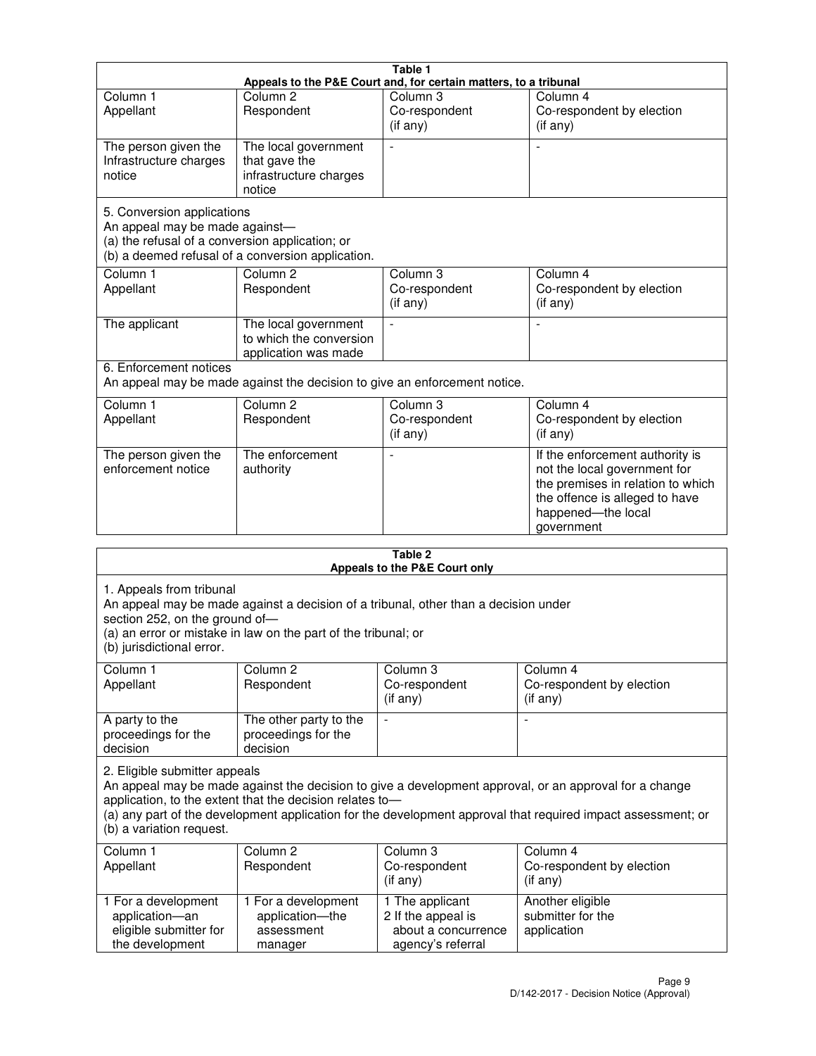**Table 1**
**Appeals to the P&E Court and, for certain matters, to a tribunal**

| Column 1<br>Appellant | Column 2<br>Respondent | Column 3<br>Co-respondent<br>(if any) | Column 4<br>Co-respondent by election<br>(if any) |
|---|---|---|---|
| The person given the Infrastructure charges notice | The local government that gave the infrastructure charges notice | - | - |

5. Conversion applications
An appeal may be made against—
(a) the refusal of a conversion application; or
(b) a deemed refusal of a conversion application.

| Column 1<br>Appellant | Column 2<br>Respondent | Column 3<br>Co-respondent<br>(if any) | Column 4<br>Co-respondent by election<br>(if any) |
|---|---|---|---|
| The applicant | The local government to which the conversion application was made | - | - |

6. Enforcement notices
An appeal may be made against the decision to give an enforcement notice.

| Column 1<br>Appellant | Column 2<br>Respondent | Column 3<br>Co-respondent<br>(if any) | Column 4<br>Co-respondent by election<br>(if any) |
|---|---|---|---|
| The person given the enforcement notice | The enforcement authority | - | If the enforcement authority is not the local government for the premises in relation to which the offence is alleged to have happened—the local government |

**Table 2**
**Appeals to the P&E Court only**

1. Appeals from tribunal
An appeal may be made against a decision of a tribunal, other than a decision under section 252, on the ground of—
(a) an error or mistake in law on the part of the tribunal; or
(b) jurisdictional error.

| Column 1<br>Appellant | Column 2<br>Respondent | Column 3<br>Co-respondent<br>(if any) | Column 4<br>Co-respondent by election<br>(if any) |
|---|---|---|---|
| A party to the proceedings for the decision | The other party to the proceedings for the decision | - | - |

2. Eligible submitter appeals
An appeal may be made against the decision to give a development approval, or an approval for a change application, to the extent that the decision relates to—
(a) any part of the development application for the development approval that required impact assessment; or
(b) a variation request.

| Column 1<br>Appellant | Column 2<br>Respondent | Column 3<br>Co-respondent<br>(if any) | Column 4<br>Co-respondent by election<br>(if any) |
|---|---|---|---|
| 1 For a development application—an eligible submitter for the development | 1 For a development application—the assessment manager | 1 The applicant<br>2 If the appeal is about a concurrence agency's referral | Another eligible submitter for the application |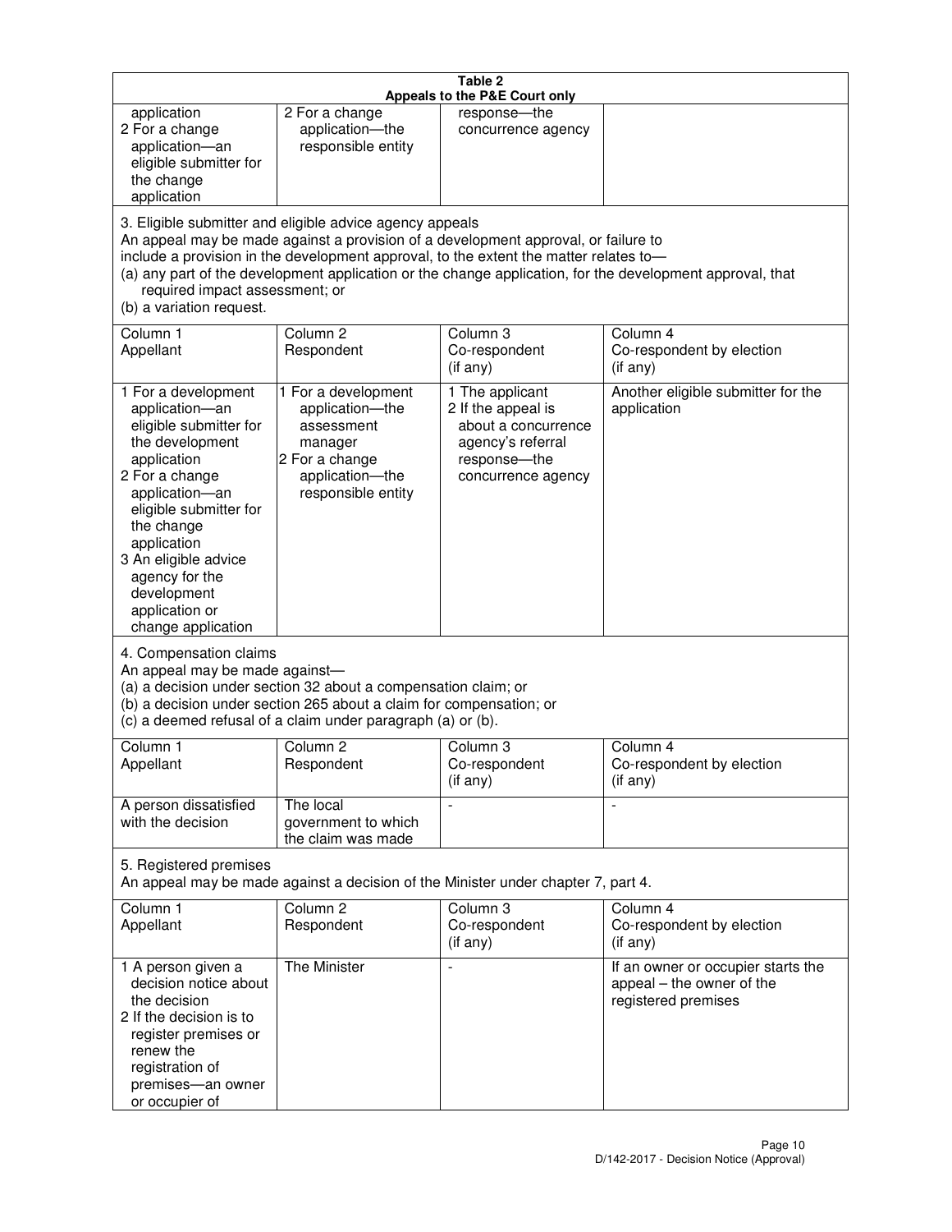**Table 2**
**Appeals to the P&E Court only**

| | | | |
|---|---|---|---|
| application<br>2 For a change application—an eligible submitter for the change application | 2 For a change application—the responsible entity | response—the concurrence agency | |

3. Eligible submitter and eligible advice agency appeals
An appeal may be made against a provision of a development approval, or failure to include a provision in the development approval, to the extent the matter relates to—
(a) any part of the development application or the change application, for the development approval, that required impact assessment; or
(b) a variation request.

| Column 1<br>Appellant | Column 2<br>Respondent | Column 3<br>Co-respondent<br>(if any) | Column 4<br>Co-respondent by election<br>(if any) |
|---|---|---|---|
| 1 For a development application—an eligible submitter for the development application<br>2 For a change application—an eligible submitter for the change application<br>3 An eligible advice agency for the development application or change application | 1 For a development application—the assessment manager<br>2 For a change application—the responsible entity | 1 The applicant<br>2 If the appeal is about a concurrence agency's referral response—the concurrence agency | Another eligible submitter for the application |

4. Compensation claims
An appeal may be made against—
(a) a decision under section 32 about a compensation claim; or
(b) a decision under section 265 about a claim for compensation; or
(c) a deemed refusal of a claim under paragraph (a) or (b).

| Column 1<br>Appellant | Column 2<br>Respondent | Column 3<br>Co-respondent<br>(if any) | Column 4<br>Co-respondent by election<br>(if any) |
|---|---|---|---|
| A person dissatisfied with the decision | The local government to which the claim was made | - | - |

5. Registered premises
An appeal may be made against a decision of the Minister under chapter 7, part 4.

| Column 1<br>Appellant | Column 2<br>Respondent | Column 3<br>Co-respondent<br>(if any) | Column 4<br>Co-respondent by election<br>(if any) |
|---|---|---|---|
| 1 A person given a decision notice about the decision<br>2 If the decision is to register premises or renew the registration of premises—an owner or occupier of | The Minister | - | If an owner or occupier starts the appeal – the owner of the registered premises |

D/142-2017 - Decision Notice (Approval)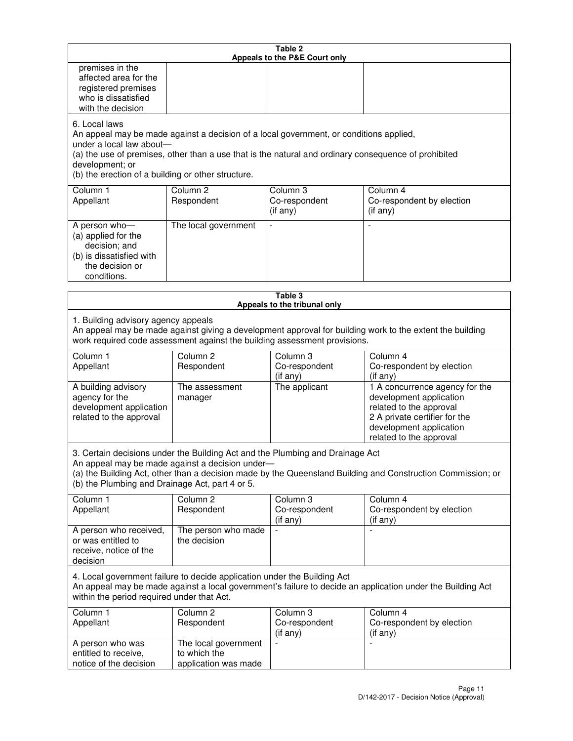| Table 2<br>Appeals to the P&E Court only | | | |
|---|---|---|---|
| premises in the affected area for the registered premises who is dissatisfied with the decision | | | |
| 6. Local laws<br>An appeal may be made against a decision of a local government, or conditions applied, under a local law about—<br>(a) the use of premises, other than a use that is the natural and ordinary consequence of prohibited development; or<br>(b) the erection of a building or other structure. | | | |
| Column 1<br>Appellant | Column 2<br>Respondent | Column 3<br>Co-respondent<br>(if any) | Column 4<br>Co-respondent by election<br>(if any) |
| A person who—<br>(a) applied for the decision; and<br>(b) is dissatisfied with the decision or conditions. | The local government | - | - |

| Table 3<br>Appeals to the tribunal only | | | |
|---|---|---|---|
| 1. Building advisory agency appeals<br>An appeal may be made against giving a development approval for building work to the extent the building work required code assessment against the building assessment provisions. | | | |
| Column 1<br>Appellant | Column 2<br>Respondent | Column 3<br>Co-respondent<br>(if any) | Column 4<br>Co-respondent by election<br>(if any) |
| A building advisory agency for the development application related to the approval | The assessment manager | The applicant | 1 A concurrence agency for the development application related to the approval<br>2 A private certifier for the development application related to the approval |
| 3. Certain decisions under the Building Act and the Plumbing and Drainage Act<br>An appeal may be made against a decision under—<br>(a) the Building Act, other than a decision made by the Queensland Building and Construction Commission; or<br>(b) the Plumbing and Drainage Act, part 4 or 5. | | | |
| Column 1<br>Appellant | Column 2<br>Respondent | Column 3<br>Co-respondent<br>(if any) | Column 4<br>Co-respondent by election<br>(if any) |
| A person who received, or was entitled to receive, notice of the decision | The person who made the decision | - | - |
| 4. Local government failure to decide application under the Building Act<br>An appeal may be made against a local government's failure to decide an application under the Building Act within the period required under that Act. | | | |
| Column 1<br>Appellant | Column 2<br>Respondent | Column 3<br>Co-respondent<br>(if any) | Column 4<br>Co-respondent by election<br>(if any) |
| A person who was entitled to receive, notice of the decision | The local government to which the application was made | - | - |

D/142-2017 - Decision Notice (Approval)